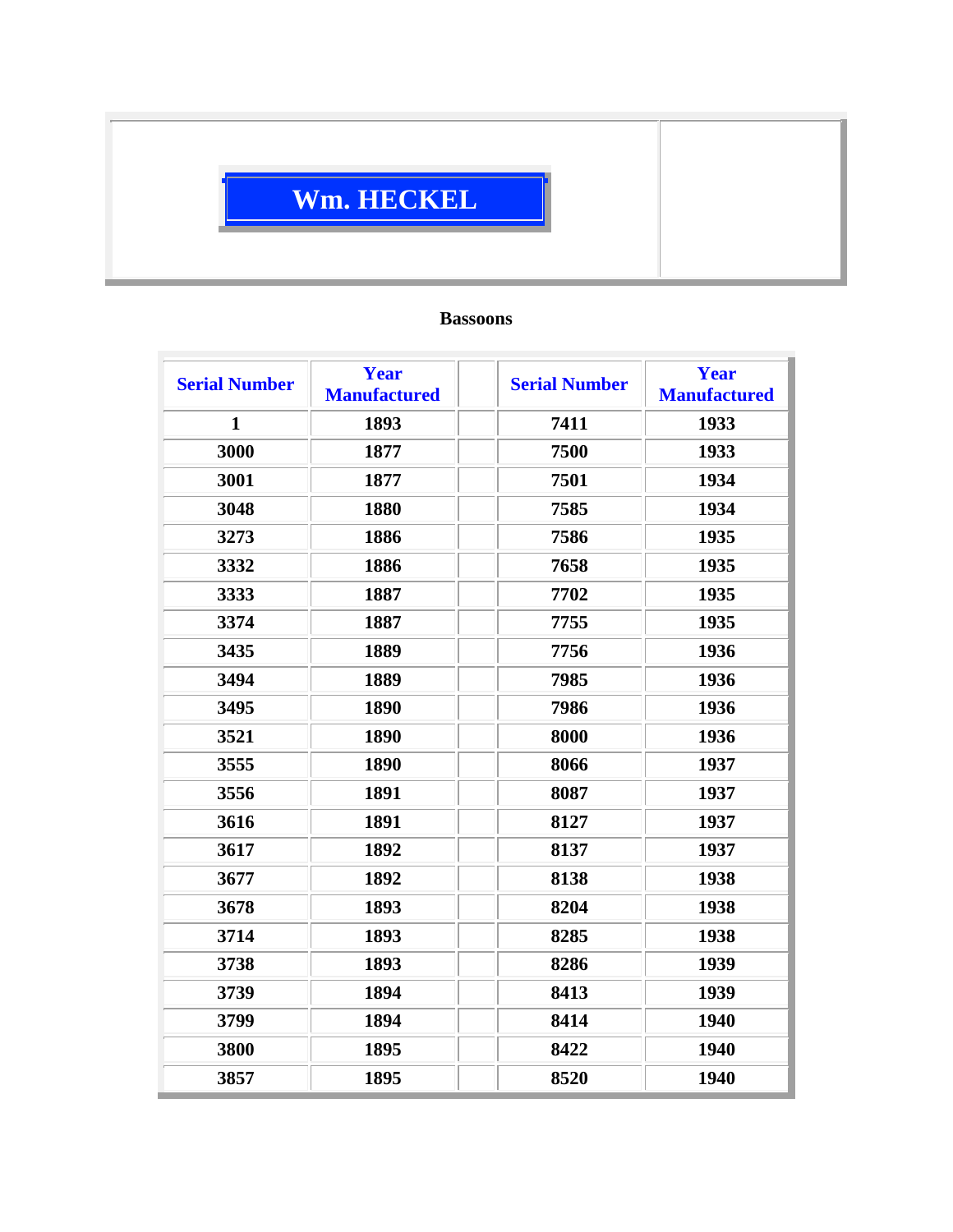# Wm. HECKEL

**Bassoons**

| Serial Number | Year Manufactured | | Serial Number | Year Manufactured |
|---|---|---|---|---|
| 1 | 1893 | | 7411 | 1933 |
| 3000 | 1877 | | 7500 | 1933 |
| 3001 | 1877 | | 7501 | 1934 |
| 3048 | 1880 | | 7585 | 1934 |
| 3273 | 1886 | | 7586 | 1935 |
| 3332 | 1886 | | 7658 | 1935 |
| 3333 | 1887 | | 7702 | 1935 |
| 3374 | 1887 | | 7755 | 1935 |
| 3435 | 1889 | | 7756 | 1936 |
| 3494 | 1889 | | 7985 | 1936 |
| 3495 | 1890 | | 7986 | 1936 |
| 3521 | 1890 | | 8000 | 1936 |
| 3555 | 1890 | | 8066 | 1937 |
| 3556 | 1891 | | 8087 | 1937 |
| 3616 | 1891 | | 8127 | 1937 |
| 3617 | 1892 | | 8137 | 1937 |
| 3677 | 1892 | | 8138 | 1938 |
| 3678 | 1893 | | 8204 | 1938 |
| 3714 | 1893 | | 8285 | 1938 |
| 3738 | 1893 | | 8286 | 1939 |
| 3739 | 1894 | | 8413 | 1939 |
| 3799 | 1894 | | 8414 | 1940 |
| 3800 | 1895 | | 8422 | 1940 |
| 3857 | 1895 | | 8520 | 1940 |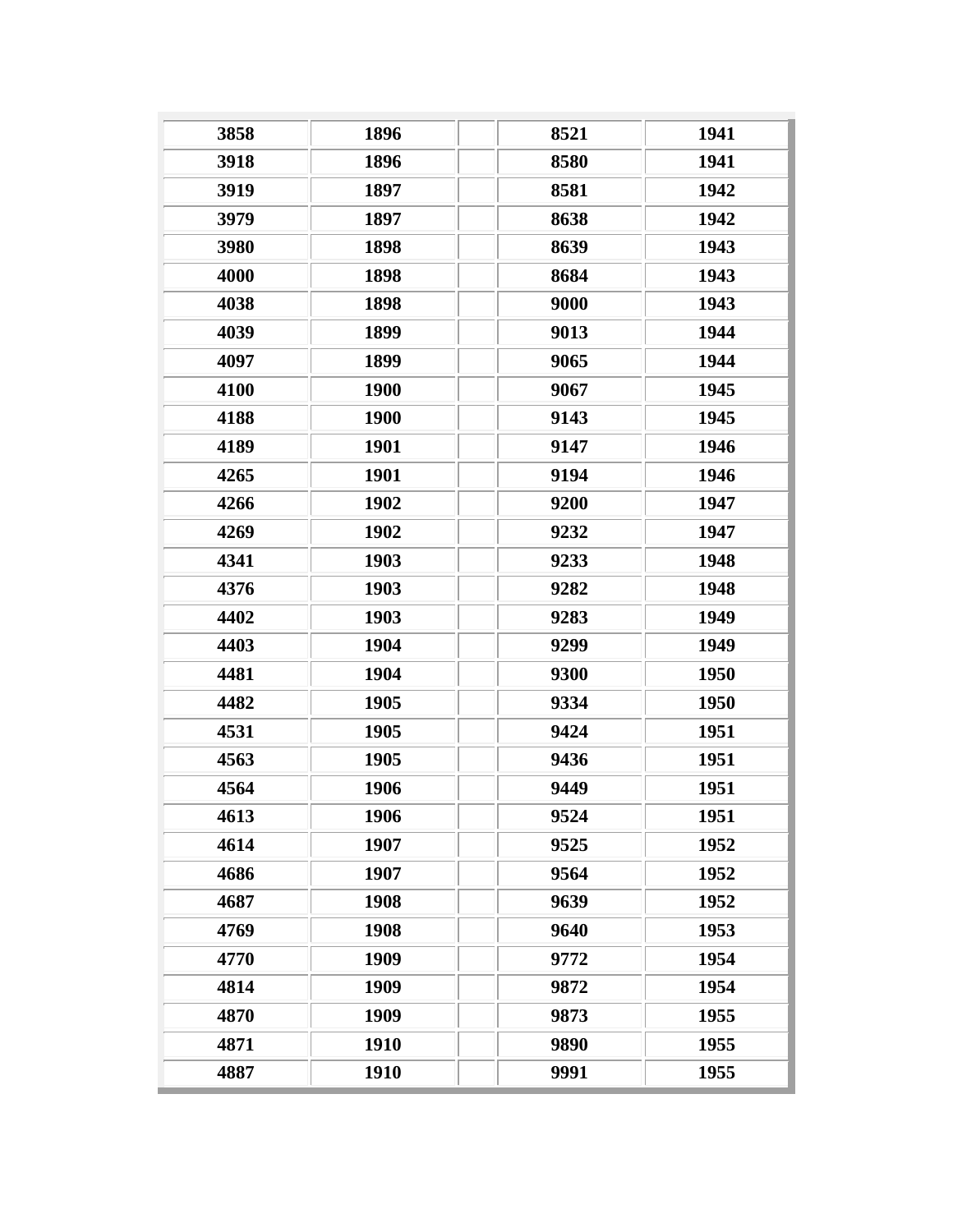| | | | | |
|---|---|---|---|---|
| 3858 | 1896 | | 8521 | 1941 |
| 3918 | 1896 | | 8580 | 1941 |
| 3919 | 1897 | | 8581 | 1942 |
| 3979 | 1897 | | 8638 | 1942 |
| 3980 | 1898 | | 8639 | 1943 |
| 4000 | 1898 | | 8684 | 1943 |
| 4038 | 1898 | | 9000 | 1943 |
| 4039 | 1899 | | 9013 | 1944 |
| 4097 | 1899 | | 9065 | 1944 |
| 4100 | 1900 | | 9067 | 1945 |
| 4188 | 1900 | | 9143 | 1945 |
| 4189 | 1901 | | 9147 | 1946 |
| 4265 | 1901 | | 9194 | 1946 |
| 4266 | 1902 | | 9200 | 1947 |
| 4269 | 1902 | | 9232 | 1947 |
| 4341 | 1903 | | 9233 | 1948 |
| 4376 | 1903 | | 9282 | 1948 |
| 4402 | 1903 | | 9283 | 1949 |
| 4403 | 1904 | | 9299 | 1949 |
| 4481 | 1904 | | 9300 | 1950 |
| 4482 | 1905 | | 9334 | 1950 |
| 4531 | 1905 | | 9424 | 1951 |
| 4563 | 1905 | | 9436 | 1951 |
| 4564 | 1906 | | 9449 | 1951 |
| 4613 | 1906 | | 9524 | 1951 |
| 4614 | 1907 | | 9525 | 1952 |
| 4686 | 1907 | | 9564 | 1952 |
| 4687 | 1908 | | 9639 | 1952 |
| 4769 | 1908 | | 9640 | 1953 |
| 4770 | 1909 | | 9772 | 1954 |
| 4814 | 1909 | | 9872 | 1954 |
| 4870 | 1909 | | 9873 | 1955 |
| 4871 | 1910 | | 9890 | 1955 |
| 4887 | 1910 | | 9991 | 1955 |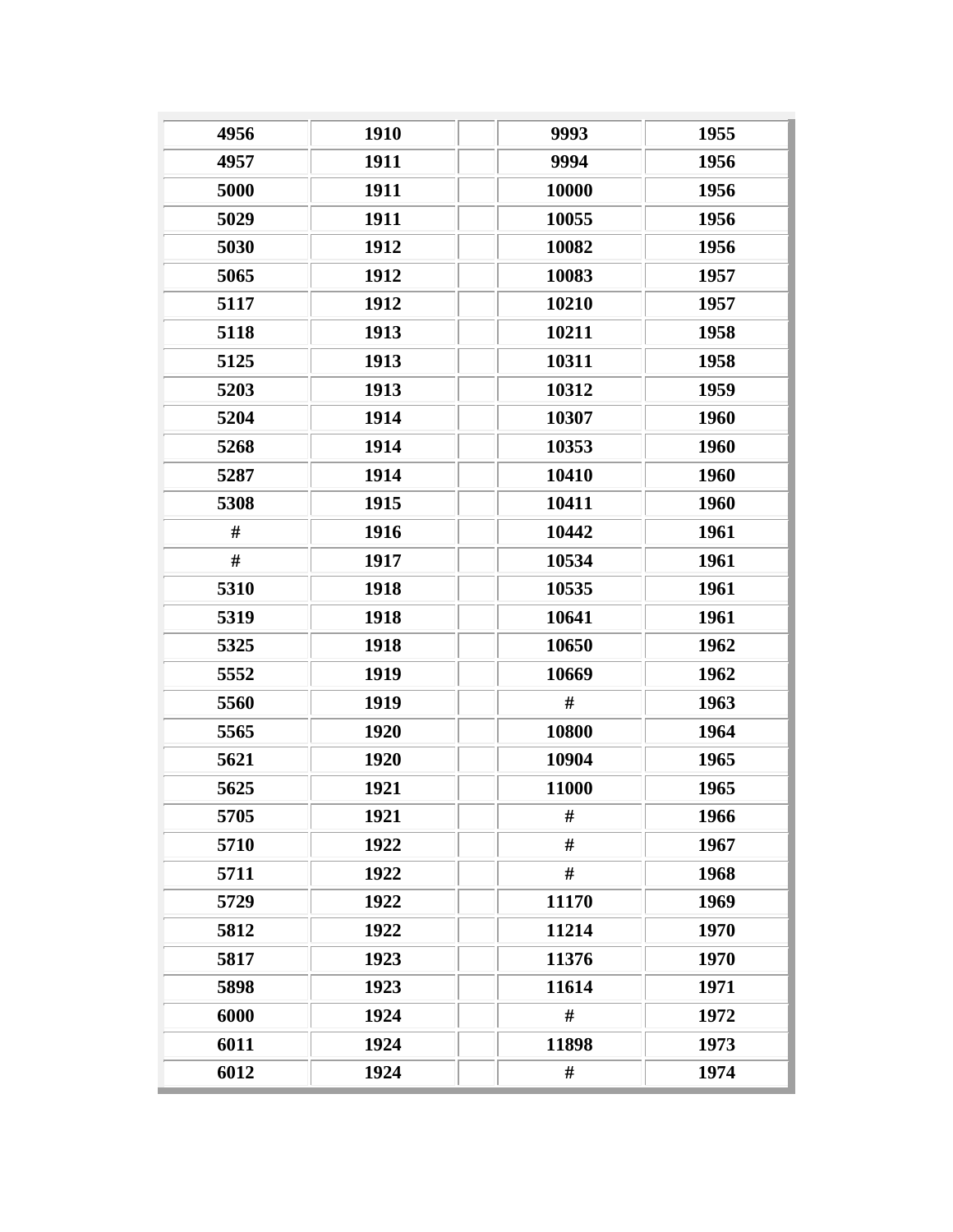| | | | | |
|---|---|---|---|---|
| 4956 | 1910 | | 9993 | 1955 |
| 4957 | 1911 | | 9994 | 1956 |
| 5000 | 1911 | | 10000 | 1956 |
| 5029 | 1911 | | 10055 | 1956 |
| 5030 | 1912 | | 10082 | 1956 |
| 5065 | 1912 | | 10083 | 1957 |
| 5117 | 1912 | | 10210 | 1957 |
| 5118 | 1913 | | 10211 | 1958 |
| 5125 | 1913 | | 10311 | 1958 |
| 5203 | 1913 | | 10312 | 1959 |
| 5204 | 1914 | | 10307 | 1960 |
| 5268 | 1914 | | 10353 | 1960 |
| 5287 | 1914 | | 10410 | 1960 |
| 5308 | 1915 | | 10411 | 1960 |
| # | 1916 | | 10442 | 1961 |
| # | 1917 | | 10534 | 1961 |
| 5310 | 1918 | | 10535 | 1961 |
| 5319 | 1918 | | 10641 | 1961 |
| 5325 | 1918 | | 10650 | 1962 |
| 5552 | 1919 | | 10669 | 1962 |
| 5560 | 1919 | | # | 1963 |
| 5565 | 1920 | | 10800 | 1964 |
| 5621 | 1920 | | 10904 | 1965 |
| 5625 | 1921 | | 11000 | 1965 |
| 5705 | 1921 | | # | 1966 |
| 5710 | 1922 | | # | 1967 |
| 5711 | 1922 | | # | 1968 |
| 5729 | 1922 | | 11170 | 1969 |
| 5812 | 1922 | | 11214 | 1970 |
| 5817 | 1923 | | 11376 | 1970 |
| 5898 | 1923 | | 11614 | 1971 |
| 6000 | 1924 | | # | 1972 |
| 6011 | 1924 | | 11898 | 1973 |
| 6012 | 1924 | | # | 1974 |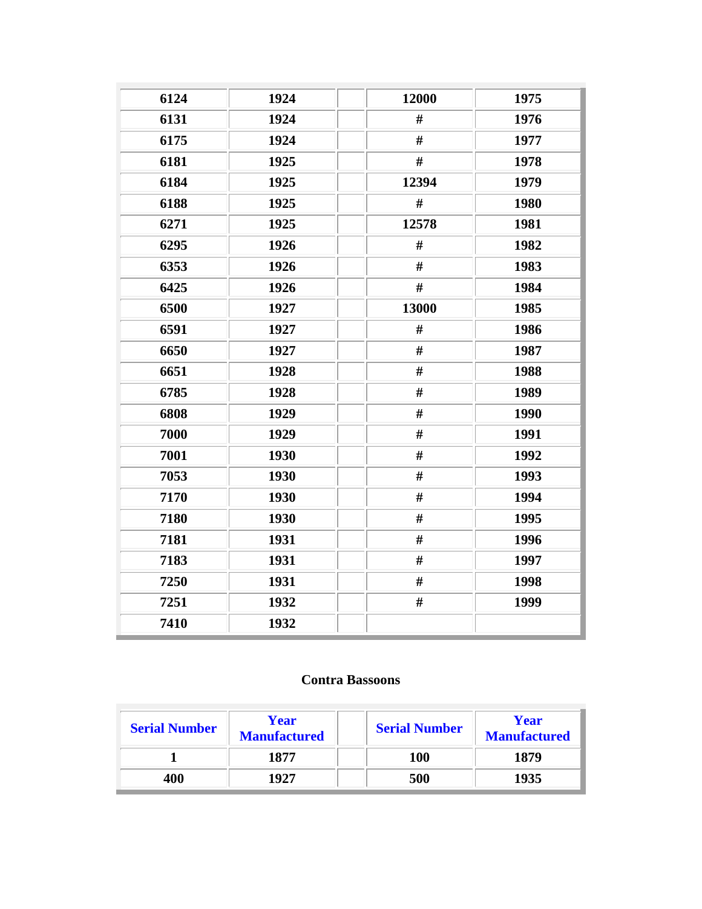| | | | | |
|---|---|---|---|---|
| 6124 | 1924 | | 12000 | 1975 |
| 6131 | 1924 | | # | 1976 |
| 6175 | 1924 | | # | 1977 |
| 6181 | 1925 | | # | 1978 |
| 6184 | 1925 | | 12394 | 1979 |
| 6188 | 1925 | | # | 1980 |
| 6271 | 1925 | | 12578 | 1981 |
| 6295 | 1926 | | # | 1982 |
| 6353 | 1926 | | # | 1983 |
| 6425 | 1926 | | # | 1984 |
| 6500 | 1927 | | 13000 | 1985 |
| 6591 | 1927 | | # | 1986 |
| 6650 | 1927 | | # | 1987 |
| 6651 | 1928 | | # | 1988 |
| 6785 | 1928 | | # | 1989 |
| 6808 | 1929 | | # | 1990 |
| 7000 | 1929 | | # | 1991 |
| 7001 | 1930 | | # | 1992 |
| 7053 | 1930 | | # | 1993 |
| 7170 | 1930 | | # | 1994 |
| 7180 | 1930 | | # | 1995 |
| 7181 | 1931 | | # | 1996 |
| 7183 | 1931 | | # | 1997 |
| 7250 | 1931 | | # | 1998 |
| 7251 | 1932 | | # | 1999 |
| 7410 | 1932 | | | |

**Contra Bassoons**

| Serial Number | Year Manufactured | | Serial Number | Year Manufactured |
|---|---|---|---|---|
| 1 | 1877 | | 100 | 1879 |
| 400 | 1927 | | 500 | 1935 |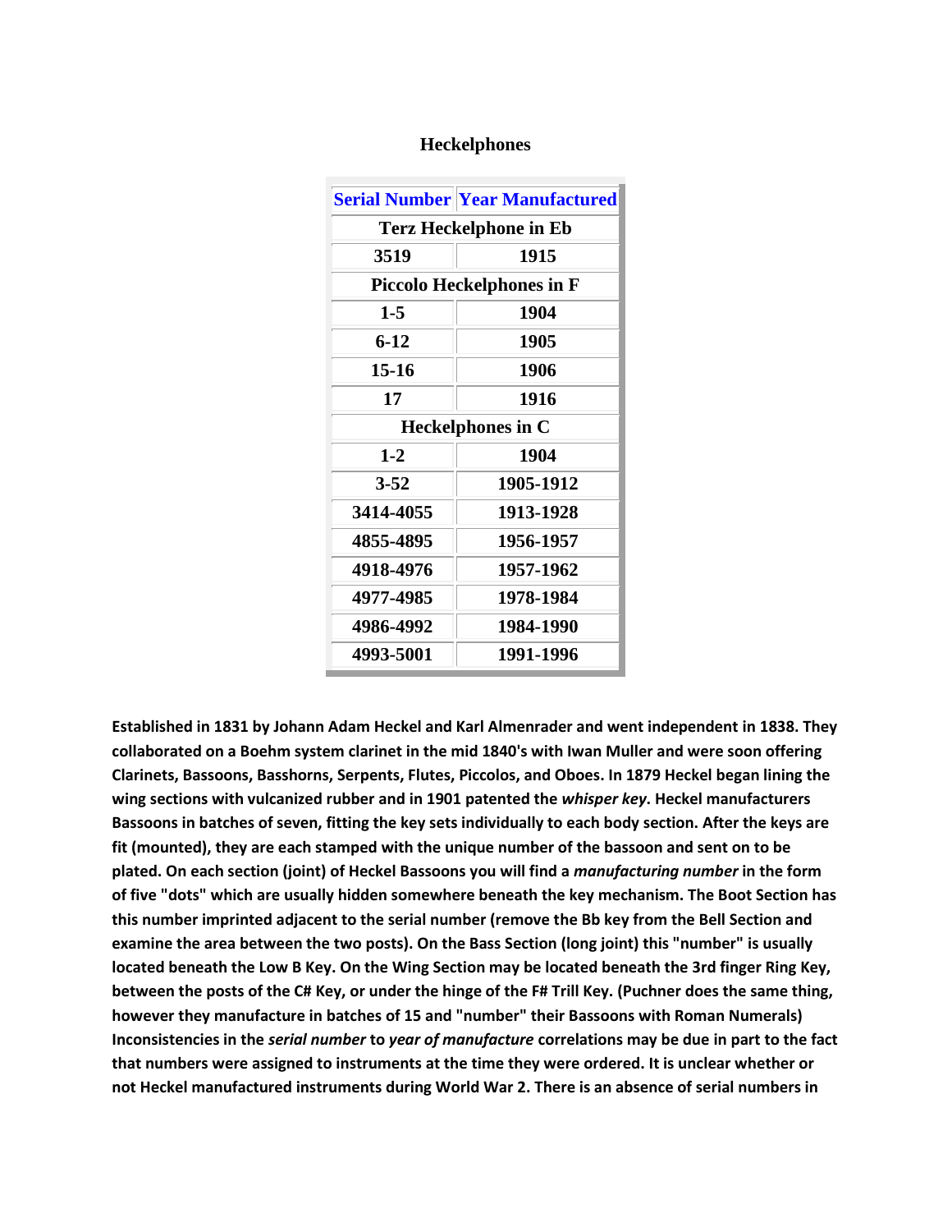## Heckelphones

| Serial Number | Year Manufactured |
|---|---|
| **Terz Heckelphone in Eb** | |
| 3519 | 1915 |
| **Piccolo Heckelphones in F** | |
| 1-5 | 1904 |
| 6-12 | 1905 |
| 15-16 | 1906 |
| 17 | 1916 |
| **Heckelphones in C** | |
| 1-2 | 1904 |
| 3-52 | 1905-1912 |
| 3414-4055 | 1913-1928 |
| 4855-4895 | 1956-1957 |
| 4918-4976 | 1957-1962 |
| 4977-4985 | 1978-1984 |
| 4986-4992 | 1984-1990 |
| 4993-5001 | 1991-1996 |

**Established in 1831 by Johann Adam Heckel and Karl Almenrader and went independent in 1838. They collaborated on a Boehm system clarinet in the mid 1840's with Iwan Muller and were soon offering Clarinets, Bassoons, Basshorns, Serpents, Flutes, Piccolos, and Oboes. In 1879 Heckel began lining the wing sections with vulcanized rubber and in 1901 patented the *whisper key*. Heckel manufacturers Bassoons in batches of seven, fitting the key sets individually to each body section. After the keys are fit (mounted), they are each stamped with the unique number of the bassoon and sent on to be plated. On each section (joint) of Heckel Bassoons you will find a *manufacturing number* in the form of five "dots" which are usually hidden somewhere beneath the key mechanism. The Boot Section has this number imprinted adjacent to the serial number (remove the Bb key from the Bell Section and examine the area between the two posts). On the Bass Section (long joint) this "number" is usually located beneath the Low B Key. On the Wing Section may be located beneath the 3rd finger Ring Key, between the posts of the C# Key, or under the hinge of the F# Trill Key. (Puchner does the same thing, however they manufacture in batches of 15 and "number" their Bassoons with Roman Numerals) Inconsistencies in the *serial number* to *year of manufacture* correlations may be due in part to the fact that numbers were assigned to instruments at the time they were ordered. It is unclear whether or not Heckel manufactured instruments during World War 2. There is an absence of serial numbers in**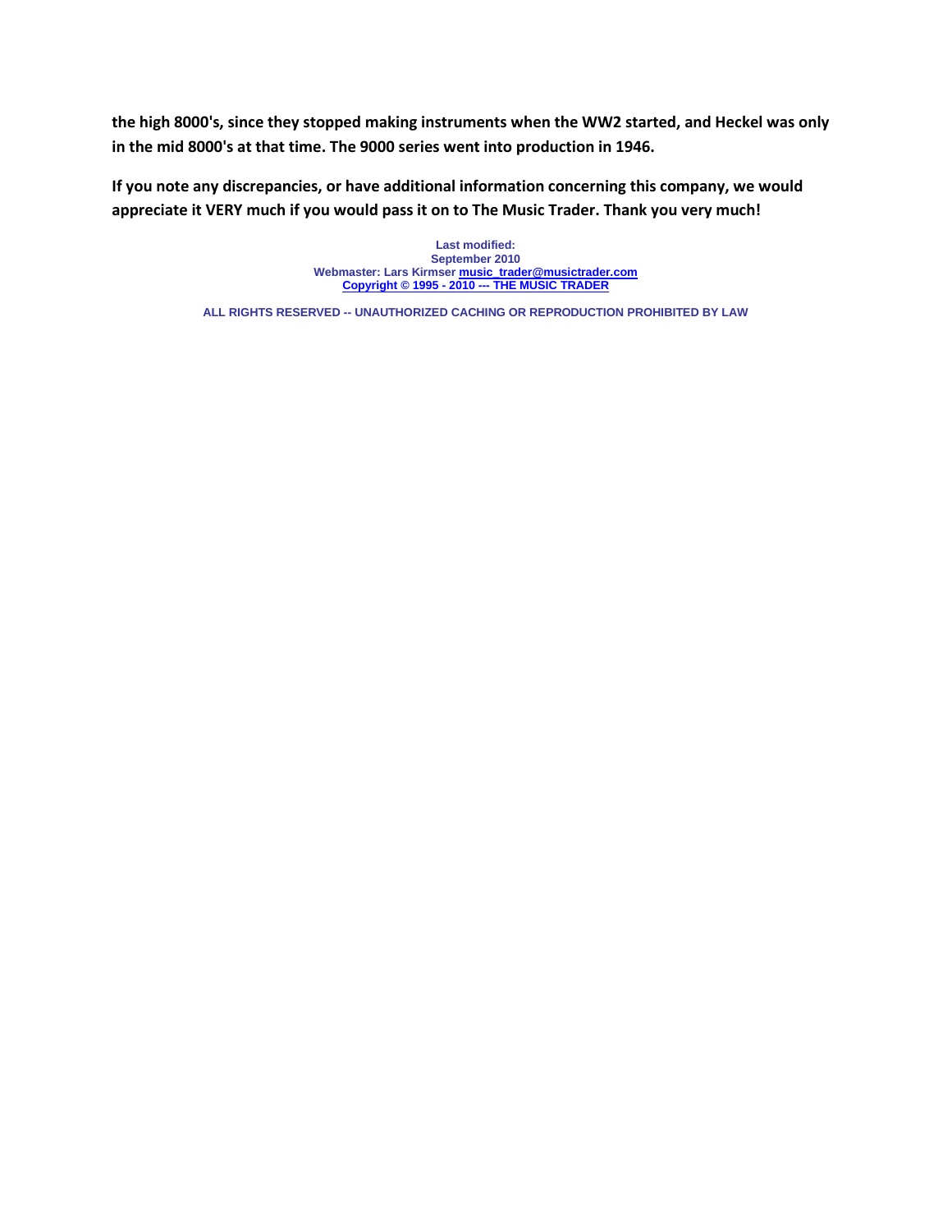**the high 8000's, since they stopped making instruments when the WW2 started, and Heckel was only in the mid 8000's at that time. The 9000 series went into production in 1946.**

**If you note any discrepancies, or have additional information concerning this company, we would appreciate it VERY much if you would pass it on to The Music Trader. Thank you very much!**

**Last modified:**
**September 2010**
**Webmaster: Lars Kirmser music_trader@musictrader.com**
**Copyright © 1995 - 2010 --- THE MUSIC TRADER**

**ALL RIGHTS RESERVED -- UNAUTHORIZED CACHING OR REPRODUCTION PROHIBITED BY LAW**